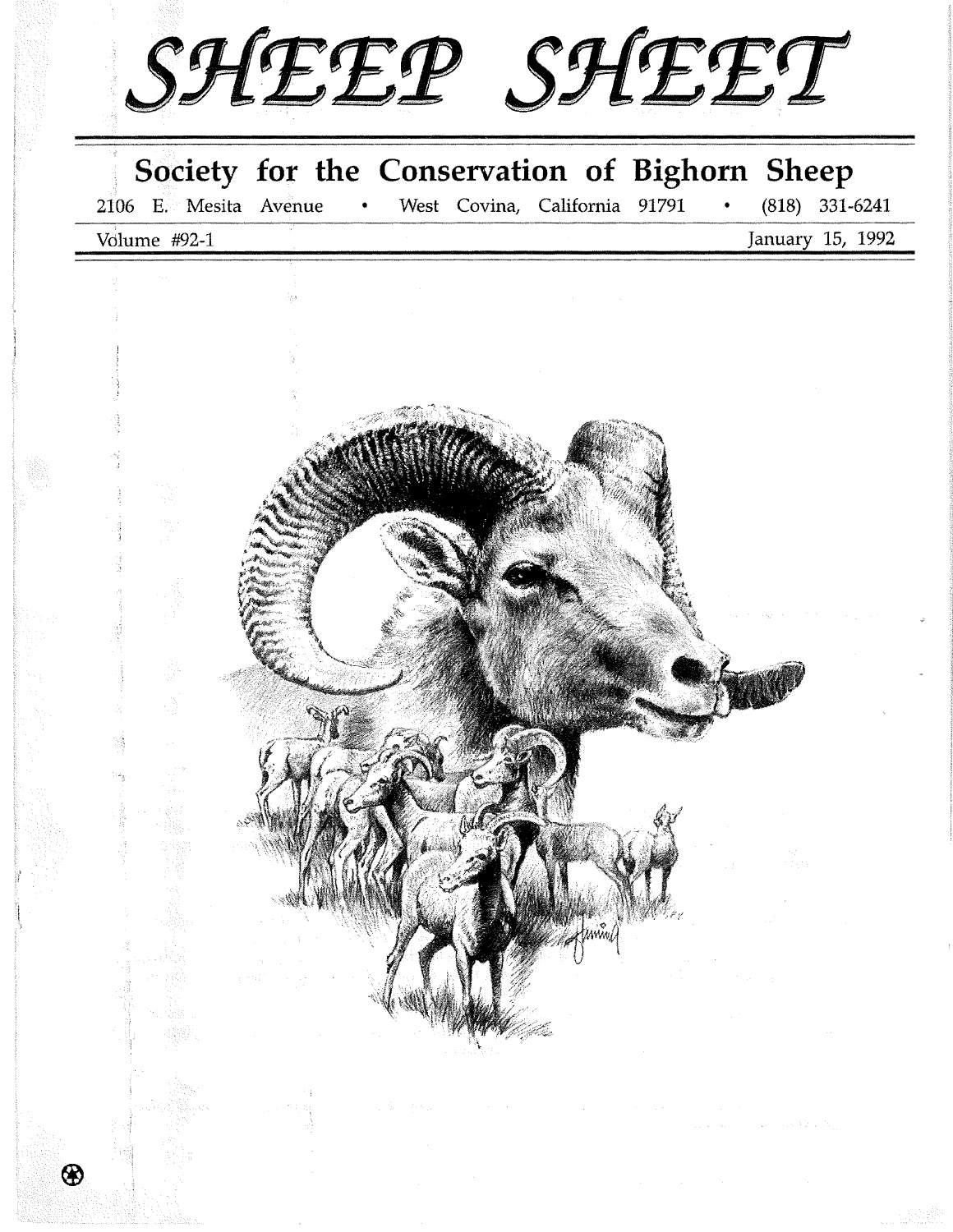# SHEEP SHEET

## Society for the Conservation of Bighorn Sheep

2106 E. Mesita Avenue • West Covina, California 91791 • (818) 331-6241

Volume #92-1

January 15, 1992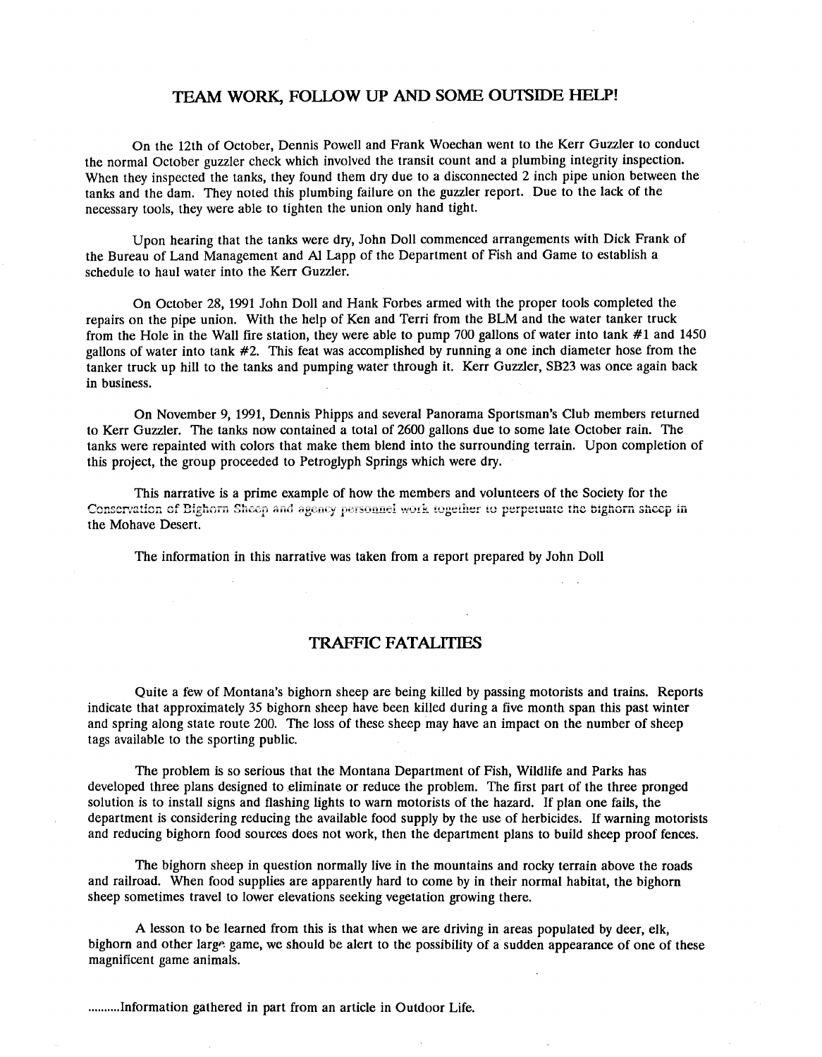## TEAM WORK, FOLLOW UP AND SOME OUTSIDE HELP!

On the 12th of October, Dennis Powell and Frank Woechan went to the Kerr Guzzler to conduct the normal October guzzler check which involved the transit count and a plumbing integrity inspection. When they inspected the tanks, they found them dry due to a disconnected 2 inch pipe union between the tanks and the dam. They noted this plumbing failure on the guzzler report. Due to the lack of the necessary tools, they were able to tighten the union only hand tight.

Upon hearing that the tanks were dry, John Doll commenced arrangements with Dick Frank of the Bureau of Land Management and Al Lapp of the Department of Fish and Game to establish a schedule to haul water into the Kerr Guzzler.

On October 28, 1991 John Doll and Hank Forbes armed with the proper tools completed the repairs on the pipe union. With the help of Ken and Terri from the BLM and the water tanker truck from the Hole in the Wall fire station, they were able to pump 700 gallons of water into tank #1 and 1450 gallons of water into tank #2. This feat was accomplished by running a one inch diameter hose from the tanker truck up hill to the tanks and pumping water through it. Kerr Guzzler, SB23 was once again back in business.

On November 9, 1991, Dennis Phipps and several Panorama Sportsman's Club members returned to Kerr Guzzler. The tanks now contained a total of 2600 gallons due to some late October rain. The tanks were repainted with colors that make them blend into the surrounding terrain. Upon completion of this project, the group proceeded to Petroglyph Springs which were dry.

This narrative is a prime example of how the members and volunteers of the Society for the Conservation of Bighorn Sheep and agency personnel work together to perpetuate the bighorn sheep in the Mohave Desert.

The information in this narrative was taken from a report prepared by John Doll

## TRAFFIC FATALITIES

Quite a few of Montana's bighorn sheep are being killed by passing motorists and trains. Reports indicate that approximately 35 bighorn sheep have been killed during a five month span this past winter and spring along state route 200. The loss of these sheep may have an impact on the number of sheep tags available to the sporting public.

The problem is so serious that the Montana Department of Fish, Wildlife and Parks has developed three plans designed to eliminate or reduce the problem. The first part of the three pronged solution is to install signs and flashing lights to warn motorists of the hazard. If plan one fails, the department is considering reducing the available food supply by the use of herbicides. If warning motorists and reducing bighorn food sources does not work, then the department plans to build sheep proof fences.

The bighorn sheep in question normally live in the mountains and rocky terrain above the roads and railroad. When food supplies are apparently hard to come by in their normal habitat, the bighorn sheep sometimes travel to lower elevations seeking vegetation growing there.

A lesson to be learned from this is that when we are driving in areas populated by deer, elk, bighorn and other large game, we should be alert to the possibility of a sudden appearance of one of these magnificent game animals.

..........Information gathered in part from an article in Outdoor Life.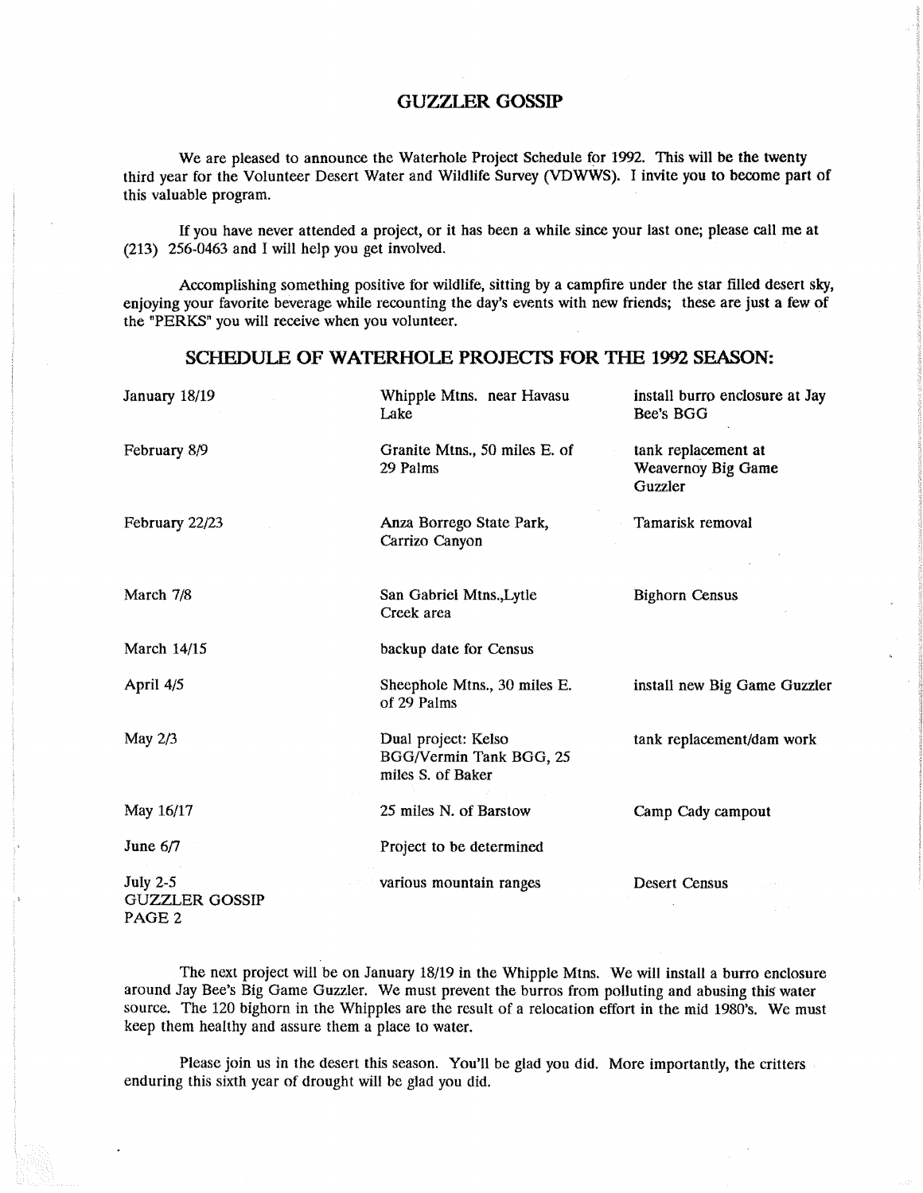# GUZZLER GOSSIP

We are pleased to announce the Waterhole Project Schedule for 1992. This will be the twenty third year for the Volunteer Desert Water and Wildlife Survey (VDWWS). I invite you to become part of this valuable program.

If you have never attended a project, or it has been a while since your last one; please call me at (213) 256-0463 and I will help you get involved.

Accomplishing something positive for wildlife, sitting by a campfire under the star filled desert sky, enjoying your favorite beverage while recounting the day's events with new friends; these are just a few of the "PERKS" you will receive when you volunteer.

## SCHEDULE OF WATERHOLE PROJECTS FOR THE 1992 SEASON:

| Date | Location | Project |
|---|---|---|
| January 18/19 | Whipple Mtns. near Havasu Lake | install burro enclosure at Jay Bee's BGG |
| February 8/9 | Granite Mtns., 50 miles E. of 29 Palms | tank replacement at Weavernoy Big Game Guzzler |
| February 22/23 | Anza Borrego State Park, Carrizo Canyon | Tamarisk removal |
| March 7/8 | San Gabriel Mtns.,Lytle Creek area | Bighorn Census |
| March 14/15 | backup date for Census | |
| April 4/5 | Sheephole Mtns., 30 miles E. of 29 Palms | install new Big Game Guzzler |
| May 2/3 | Dual project: Kelso BGG/Vermin Tank BGG, 25 miles S. of Baker | tank replacement/dam work |
| May 16/17 | 25 miles N. of Barstow | Camp Cady campout |
| June 6/7 | Project to be determined | |
| July 2-5 | various mountain ranges | Desert Census |

The next project will be on January 18/19 in the Whipple Mtns. We will install a burro enclosure around Jay Bee's Big Game Guzzler. We must prevent the burros from polluting and abusing this water source. The 120 bighorn in the Whipples are the result of a relocation effort in the mid 1980's. We must keep them healthy and assure them a place to water.

Please join us in the desert this season. You'll be glad you did. More importantly, the critters enduring this sixth year of drought will be glad you did.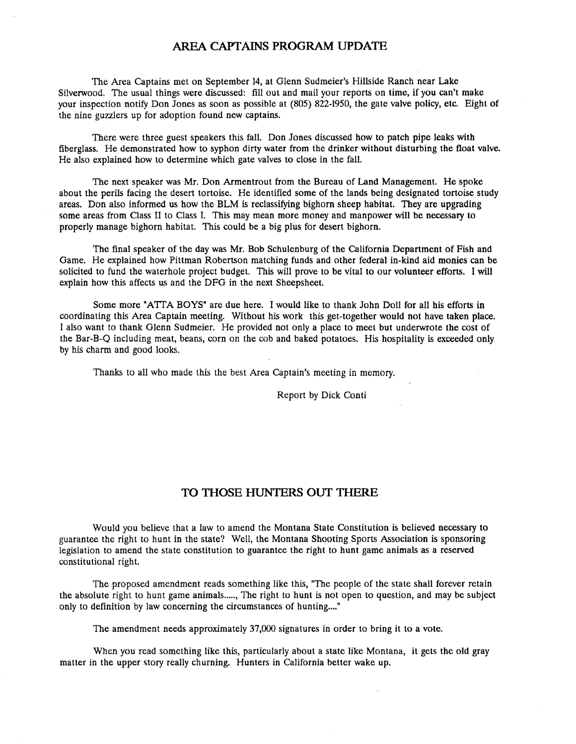## AREA CAPTAINS PROGRAM UPDATE

The Area Captains met on September 14, at Glenn Sudmeier's Hillside Ranch near Lake Silverwood. The usual things were discussed: fill out and mail your reports on time, if you can't make your inspection notify Don Jones as soon as possible at (805) 822-1950, the gate valve policy, etc. Eight of the nine guzzlers up for adoption found new captains.

There were three guest speakers this fall. Don Jones discussed how to patch pipe leaks with fiberglass. He demonstrated how to syphon dirty water from the drinker without disturbing the float valve. He also explained how to determine which gate valves to close in the fall.

The next speaker was Mr. Don Armentrout from the Bureau of Land Management. He spoke about the perils facing the desert tortoise. He identified some of the lands being designated tortoise study areas. Don also informed us how the BLM is reclassifying bighorn sheep habitat. They are upgrading some areas from Class II to Class I. This may mean more money and manpower will be necessary to properly manage bighorn habitat. This could be a big plus for desert bighorn.

The final speaker of the day was Mr. Bob Schulenburg of the California Department of Fish and Game. He explained how Pittman Robertson matching funds and other federal in-kind aid monies can be solicited to fund the waterhole project budget. This will prove to be vital to our volunteer efforts. I will explain how this affects us and the DFG in the next Sheepsheet.

Some more "ATTA BOYS" are due here. I would like to thank John Doll for all his efforts in coordinating this Area Captain meeting. Without his work this get-together would not have taken place. I also want to thank Glenn Sudmeier. He provided not only a place to meet but underwrote the cost of the Bar-B-Q including meat, beans, corn on the cob and baked potatoes. His hospitality is exceeded only by his charm and good looks.

Thanks to all who made this the best Area Captain's meeting in memory.

Report by Dick Conti

## TO THOSE HUNTERS OUT THERE

Would you believe that a law to amend the Montana State Constitution is believed necessary to guarantee the right to hunt in the state? Well, the Montana Shooting Sports Association is sponsoring legislation to amend the state constitution to guarantee the right to hunt game animals as a reserved constitutional right.

The proposed amendment reads something like this, "The people of the state shall forever retain the absolute right to hunt game animals....., The right to hunt is not open to question, and may be subject only to definition by law concerning the circumstances of hunting...."

The amendment needs approximately 37,000 signatures in order to bring it to a vote.

When you read something like this, particularly about a state like Montana, it gets the old gray matter in the upper story really churning. Hunters in California better wake up.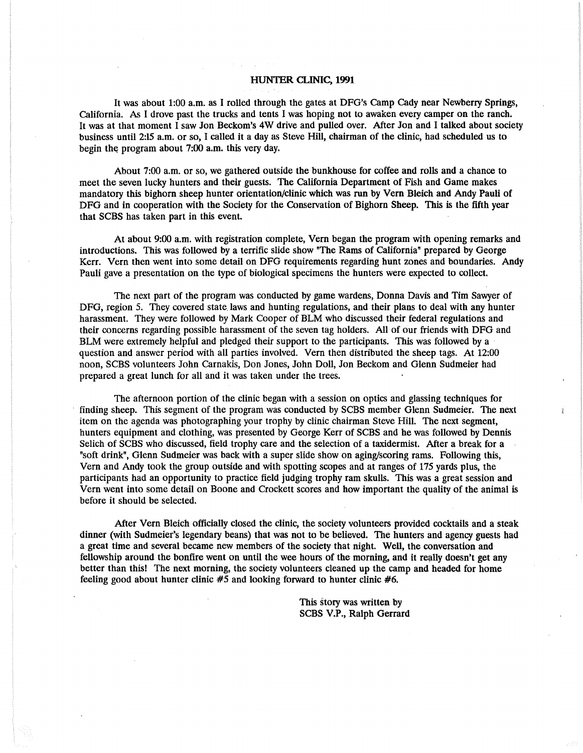## HUNTER CLINIC, 1991

It was about 1:00 a.m. as I rolled through the gates at DFG's Camp Cady near Newberry Springs, California. As I drove past the trucks and tents I was hoping not to awaken every camper on the ranch. It was at that moment I saw Jon Beckom's 4W drive and pulled over. After Jon and I talked about society business until 2:15 a.m. or so, I called it a day as Steve Hill, chairman of the clinic, had scheduled us to begin the program about 7:00 a.m. this very day.

About 7:00 a.m. or so, we gathered outside the bunkhouse for coffee and rolls and a chance to meet the seven lucky hunters and their guests. The California Department of Fish and Game makes mandatory this bighorn sheep hunter orientation/clinic which was run by Vern Bleich and Andy Pauli of DFG and in cooperation with the Society for the Conservation of Bighorn Sheep. This is the fifth year that SCBS has taken part in this event.

At about 9:00 a.m. with registration complete, Vern began the program with opening remarks and introductions. This was followed by a terrific slide show "The Rams of California" prepared by George Kerr. Vern then went into some detail on DFG requirements regarding hunt zones and boundaries. Andy Pauli gave a presentation on the type of biological specimens the hunters were expected to collect.

The next part of the program was conducted by game wardens, Donna Davis and Tim Sawyer of DFG, region 5. They covered state laws and hunting regulations, and their plans to deal with any hunter harassment. They were followed by Mark Cooper of BLM who discussed their federal regulations and their concerns regarding possible harassment of the seven tag holders. All of our friends with DFG and BLM were extremely helpful and pledged their support to the participants. This was followed by a question and answer period with all parties involved. Vern then distributed the sheep tags. At 12:00 noon, SCBS volunteers John Carnakis, Don Jones, John Doll, Jon Beckom and Glenn Sudmeier had prepared a great lunch for all and it was taken under the trees.

The afternoon portion of the clinic began with a session on optics and glassing techniques for finding sheep. This segment of the program was conducted by SCBS member Glenn Sudmeier. The next item on the agenda was photographing your trophy by clinic chairman Steve Hill. The next segment, hunters equipment and clothing, was presented by George Kerr of SCBS and he was followed by Dennis Selich of SCBS who discussed, field trophy care and the selection of a taxidermist. After a break for a "soft drink", Glenn Sudmeier was back with a super slide show on aging/scoring rams. Following this, Vern and Andy took the group outside and with spotting scopes and at ranges of 175 yards plus, the participants had an opportunity to practice field judging trophy ram skulls. This was a great session and Vern went into some detail on Boone and Crockett scores and how important the quality of the animal is before it should be selected.

After Vern Bleich officially closed the clinic, the society volunteers provided cocktails and a steak dinner (with Sudmeier's legendary beans) that was not to be believed. The hunters and agency guests had a great time and several became new members of the society that night. Well, the conversation and fellowship around the bonfire went on until the wee hours of the morning, and it really doesn't get any better than this! The next morning, the society volunteers cleaned up the camp and headed for home feeling good about hunter clinic #5 and looking forward to hunter clinic #6.

This story was written by
SCBS V.P., Ralph Gerrard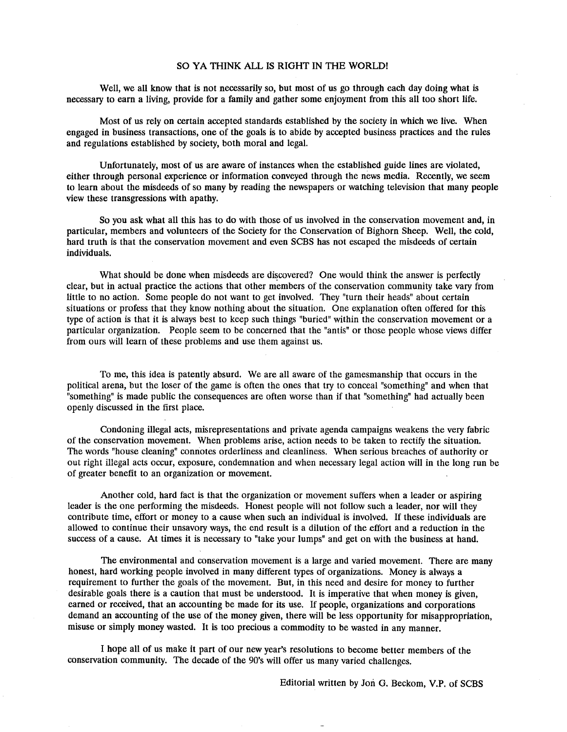# SO YA THINK ALL IS RIGHT IN THE WORLD!

Well, we all know that is not necessarily so, but most of us go through each day doing what is necessary to earn a living, provide for a family and gather some enjoyment from this all too short life.

Most of us rely on certain accepted standards established by the society in which we live. When engaged in business transactions, one of the goals is to abide by accepted business practices and the rules and regulations established by society, both moral and legal.

Unfortunately, most of us are aware of instances when the established guide lines are violated, either through personal experience or information conveyed through the news media. Recently, we seem to learn about the misdeeds of so many by reading the newspapers or watching television that many people view these transgressions with apathy.

So you ask what all this has to do with those of us involved in the conservation movement and, in particular, members and volunteers of the Society for the Conservation of Bighorn Sheep. Well, the cold, hard truth is that the conservation movement and even SCBS has not escaped the misdeeds of certain individuals.

What should be done when misdeeds are discovered? One would think the answer is perfectly clear, but in actual practice the actions that other members of the conservation community take vary from little to no action. Some people do not want to get involved. They "turn their heads" about certain situations or profess that they know nothing about the situation. One explanation often offered for this type of action is that it is always best to keep such things "buried" within the conservation movement or a particular organization. People seem to be concerned that the "antis" or those people whose views differ from ours will learn of these problems and use them against us.

To me, this idea is patently absurd. We are all aware of the gamesmanship that occurs in the political arena, but the loser of the game is often the ones that try to conceal "something" and when that "something" is made public the consequences are often worse than if that "something" had actually been openly discussed in the first place.

Condoning illegal acts, misrepresentations and private agenda campaigns weakens the very fabric of the conservation movement. When problems arise, action needs to be taken to rectify the situation. The words "house cleaning" connotes orderliness and cleanliness. When serious breaches of authority or out right illegal acts occur, exposure, condemnation and when necessary legal action will in the long run be of greater benefit to an organization or movement.

Another cold, hard fact is that the organization or movement suffers when a leader or aspiring leader is the one performing the misdeeds. Honest people will not follow such a leader, nor will they contribute time, effort or money to a cause when such an individual is involved. If these individuals are allowed to continue their unsavory ways, the end result is a dilution of the effort and a reduction in the success of a cause. At times it is necessary to "take your lumps" and get on with the business at hand.

The environmental and conservation movement is a large and varied movement. There are many honest, hard working people involved in many different types of organizations. Money is always a requirement to further the goals of the movement. But, in this need and desire for money to further desirable goals there is a caution that must be understood. It is imperative that when money is given, earned or received, that an accounting be made for its use. If people, organizations and corporations demand an accounting of the use of the money given, there will be less opportunity for misappropriation, misuse or simply money wasted. It is too precious a commodity to be wasted in any manner.

I hope all of us make it part of our new year's resolutions to become better members of the conservation community. The decade of the 90's will offer us many varied challenges.

Editorial written by Jon G. Beckom, V.P. of SCBS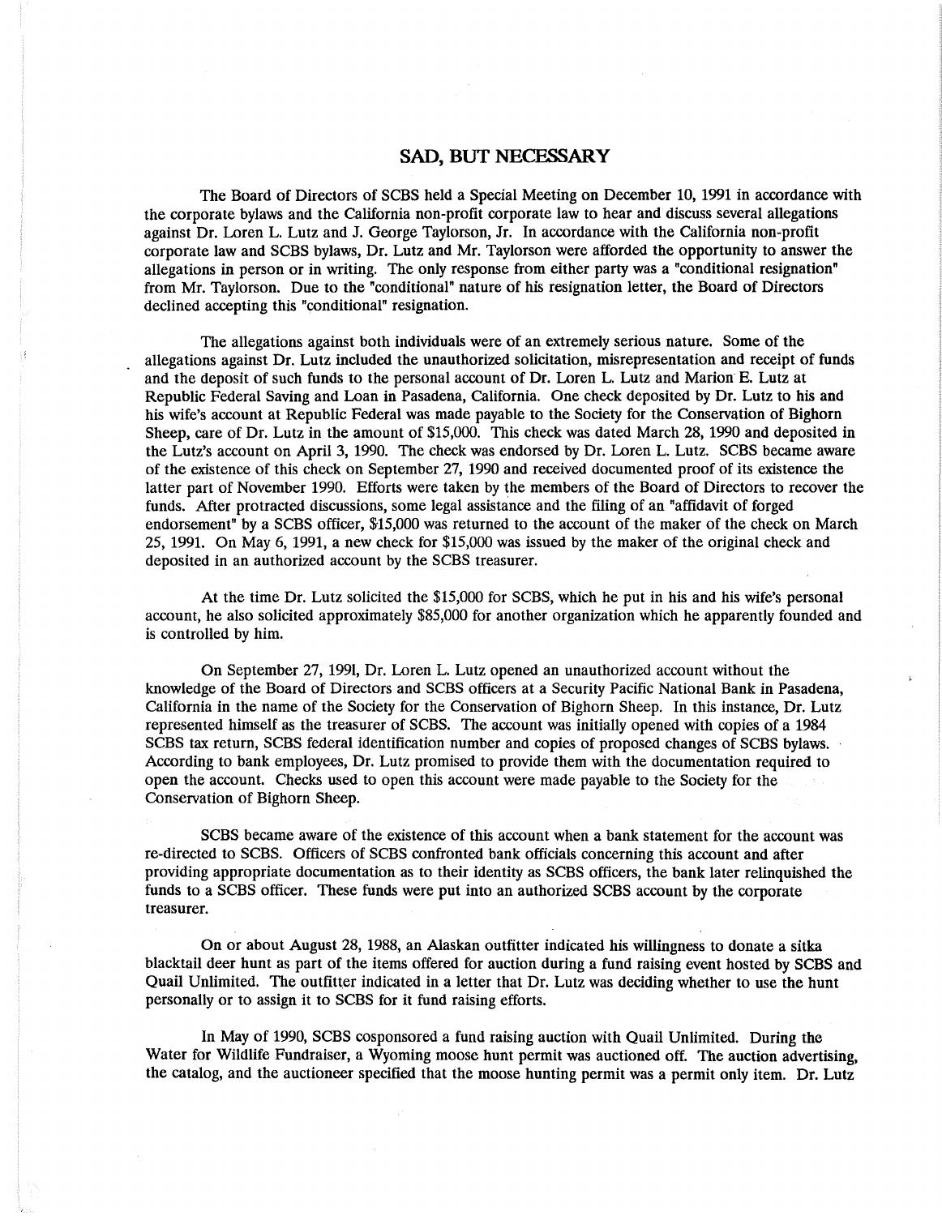## SAD, BUT NECESSARY

The Board of Directors of SCBS held a Special Meeting on December 10, 1991 in accordance with the corporate bylaws and the California non-profit corporate law to hear and discuss several allegations against Dr. Loren L. Lutz and J. George Taylorson, Jr. In accordance with the California non-profit corporate law and SCBS bylaws, Dr. Lutz and Mr. Taylorson were afforded the opportunity to answer the allegations in person or in writing. The only response from either party was a "conditional resignation" from Mr. Taylorson. Due to the "conditional" nature of his resignation letter, the Board of Directors declined accepting this "conditional" resignation.

The allegations against both individuals were of an extremely serious nature. Some of the allegations against Dr. Lutz included the unauthorized solicitation, misrepresentation and receipt of funds and the deposit of such funds to the personal account of Dr. Loren L. Lutz and Marion E. Lutz at Republic Federal Saving and Loan in Pasadena, California. One check deposited by Dr. Lutz to his and his wife's account at Republic Federal was made payable to the Society for the Conservation of Bighorn Sheep, care of Dr. Lutz in the amount of $15,000. This check was dated March 28, 1990 and deposited in the Lutz's account on April 3, 1990. The check was endorsed by Dr. Loren L. Lutz. SCBS became aware of the existence of this check on September 27, 1990 and received documented proof of its existence the latter part of November 1990. Efforts were taken by the members of the Board of Directors to recover the funds. After protracted discussions, some legal assistance and the filing of an "affidavit of forged endorsement" by a SCBS officer, $15,000 was returned to the account of the maker of the check on March 25, 1991. On May 6, 1991, a new check for $15,000 was issued by the maker of the original check and deposited in an authorized account by the SCBS treasurer.

At the time Dr. Lutz solicited the $15,000 for SCBS, which he put in his and his wife's personal account, he also solicited approximately $85,000 for another organization which he apparently founded and is controlled by him.

On September 27, 1991, Dr. Loren L. Lutz opened an unauthorized account without the knowledge of the Board of Directors and SCBS officers at a Security Pacific National Bank in Pasadena, California in the name of the Society for the Conservation of Bighorn Sheep. In this instance, Dr. Lutz represented himself as the treasurer of SCBS. The account was initially opened with copies of a 1984 SCBS tax return, SCBS federal identification number and copies of proposed changes of SCBS bylaws. According to bank employees, Dr. Lutz promised to provide them with the documentation required to open the account. Checks used to open this account were made payable to the Society for the Conservation of Bighorn Sheep.

SCBS became aware of the existence of this account when a bank statement for the account was re-directed to SCBS. Officers of SCBS confronted bank officials concerning this account and after providing appropriate documentation as to their identity as SCBS officers, the bank later relinquished the funds to a SCBS officer. These funds were put into an authorized SCBS account by the corporate treasurer.

On or about August 28, 1988, an Alaskan outfitter indicated his willingness to donate a sitka blacktail deer hunt as part of the items offered for auction during a fund raising event hosted by SCBS and Quail Unlimited. The outfitter indicated in a letter that Dr. Lutz was deciding whether to use the hunt personally or to assign it to SCBS for it fund raising efforts.

In May of 1990, SCBS cosponsored a fund raising auction with Quail Unlimited. During the Water for Wildlife Fundraiser, a Wyoming moose hunt permit was auctioned off. The auction advertising, the catalog, and the auctioneer specified that the moose hunting permit was a permit only item. Dr. Lutz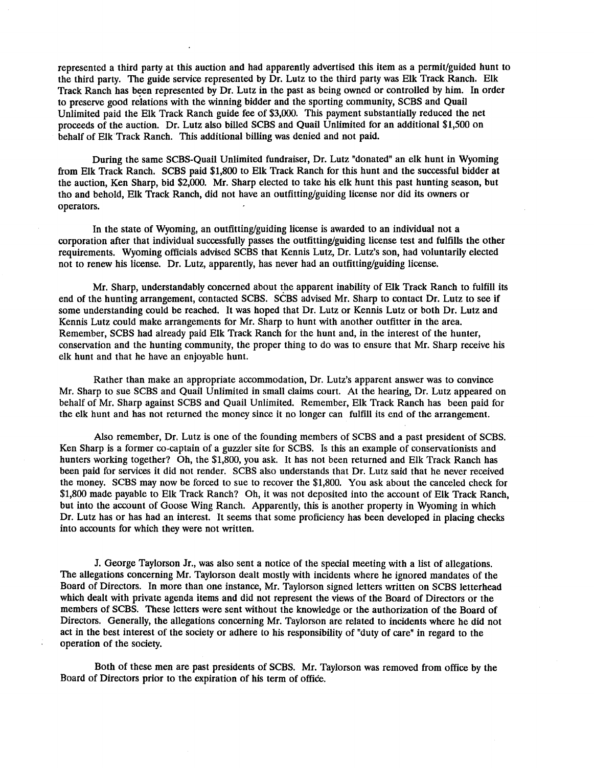represented a third party at this auction and had apparently advertised this item as a permit/guided hunt to the third party. The guide service represented by Dr. Lutz to the third party was Elk Track Ranch. Elk Track Ranch has been represented by Dr. Lutz in the past as being owned or controlled by him. In order to preserve good relations with the winning bidder and the sporting community, SCBS and Quail Unlimited paid the Elk Track Ranch guide fee of $3,000. This payment substantially reduced the net proceeds of the auction. Dr. Lutz also billed SCBS and Quail Unlimited for an additional $1,500 on behalf of Elk Track Ranch. This additional billing was denied and not paid.

During the same SCBS-Quail Unlimited fundraiser, Dr. Lutz "donated" an elk hunt in Wyoming from Elk Track Ranch. SCBS paid $1,800 to Elk Track Ranch for this hunt and the successful bidder at the auction, Ken Sharp, bid $2,000. Mr. Sharp elected to take his elk hunt this past hunting season, but tho and behold, Elk Track Ranch, did not have an outfitting/guiding license nor did its owners or operators.

In the state of Wyoming, an outfitting/guiding license is awarded to an individual not a corporation after that individual successfully passes the outfitting/guiding license test and fulfills the other requirements. Wyoming officials advised SCBS that Kennis Lutz, Dr. Lutz's son, had voluntarily elected not to renew his license. Dr. Lutz, apparently, has never had an outfitting/guiding license.

Mr. Sharp, understandably concerned about the apparent inability of Elk Track Ranch to fulfill its end of the hunting arrangement, contacted SCBS. SCBS advised Mr. Sharp to contact Dr. Lutz to see if some understanding could be reached. It was hoped that Dr. Lutz or Kennis Lutz or both Dr. Lutz and Kennis Lutz could make arrangements for Mr. Sharp to hunt with another outfitter in the area. Remember, SCBS had already paid Elk Track Ranch for the hunt and, in the interest of the hunter, conservation and the hunting community, the proper thing to do was to ensure that Mr. Sharp receive his elk hunt and that he have an enjoyable hunt.

Rather than make an appropriate accommodation, Dr. Lutz's apparent answer was to convince Mr. Sharp to sue SCBS and Quail Unlimited in small claims court. At the hearing, Dr. Lutz appeared on behalf of Mr. Sharp against SCBS and Quail Unlimited. Remember, Elk Track Ranch has been paid for the elk hunt and has not returned the money since it no longer can fulfill its end of the arrangement.

Also remember, Dr. Lutz is one of the founding members of SCBS and a past president of SCBS. Ken Sharp is a former co-captain of a guzzler site for SCBS. Is this an example of conservationists and hunters working together? Oh, the $1,800, you ask. It has not been returned and Elk Track Ranch has been paid for services it did not render. SCBS also understands that Dr. Lutz said that he never received the money. SCBS may now be forced to sue to recover the $1,800. You ask about the canceled check for $1,800 made payable to Elk Track Ranch? Oh, it was not deposited into the account of Elk Track Ranch, but into the account of Goose Wing Ranch. Apparently, this is another property in Wyoming in which Dr. Lutz has or has had an interest. It seems that some proficiency has been developed in placing checks into accounts for which they were not written.

J. George Taylorson Jr., was also sent a notice of the special meeting with a list of allegations. The allegations concerning Mr. Taylorson dealt mostly with incidents where he ignored mandates of the Board of Directors. In more than one instance, Mr. Taylorson signed letters written on SCBS letterhead which dealt with private agenda items and did not represent the views of the Board of Directors or the members of SCBS. These letters were sent without the knowledge or the authorization of the Board of Directors. Generally, the allegations concerning Mr. Taylorson are related to incidents where he did not act in the best interest of the society or adhere to his responsibility of "duty of care" in regard to the operation of the society.

Both of these men are past presidents of SCBS. Mr. Taylorson was removed from office by the Board of Directors prior to the expiration of his term of office.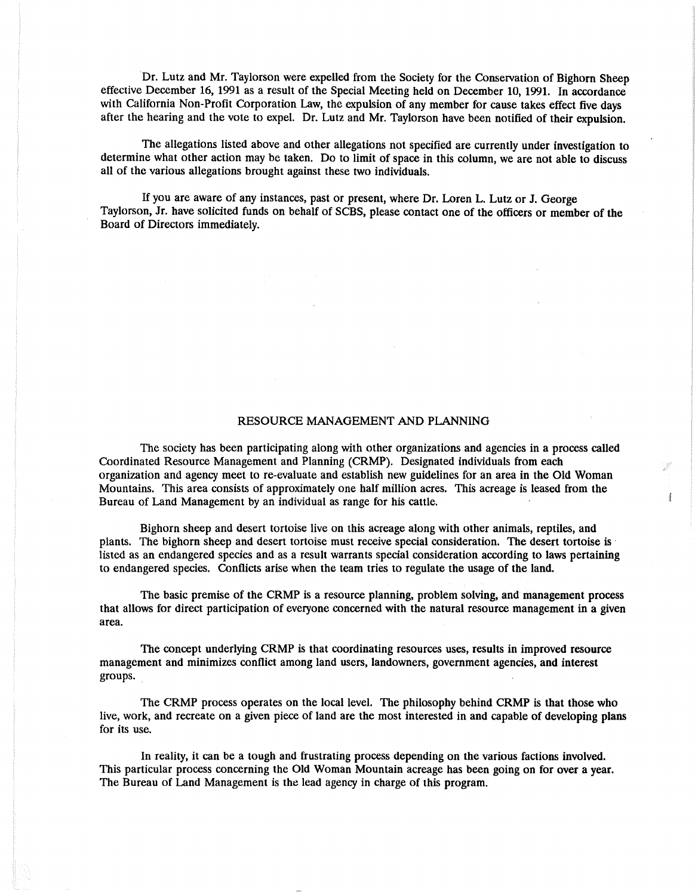Dr. Lutz and Mr. Taylorson were expelled from the Society for the Conservation of Bighorn Sheep effective December 16, 1991 as a result of the Special Meeting held on December 10, 1991. In accordance with California Non-Profit Corporation Law, the expulsion of any member for cause takes effect five days after the hearing and the vote to expel. Dr. Lutz and Mr. Taylorson have been notified of their expulsion.

The allegations listed above and other allegations not specified are currently under investigation to determine what other action may be taken. Do to limit of space in this column, we are not able to discuss all of the various allegations brought against these two individuals.

If you are aware of any instances, past or present, where Dr. Loren L. Lutz or J. George Taylorson, Jr. have solicited funds on behalf of SCBS, please contact one of the officers or member of the Board of Directors immediately.

## RESOURCE MANAGEMENT AND PLANNING

The society has been participating along with other organizations and agencies in a process called Coordinated Resource Management and Planning (CRMP). Designated individuals from each organization and agency meet to re-evaluate and establish new guidelines for an area in the Old Woman Mountains. This area consists of approximately one half million acres. This acreage is leased from the Bureau of Land Management by an individual as range for his cattle.

Bighorn sheep and desert tortoise live on this acreage along with other animals, reptiles, and plants. The bighorn sheep and desert tortoise must receive special consideration. The desert tortoise is listed as an endangered species and as a result warrants special consideration according to laws pertaining to endangered species. Conflicts arise when the team tries to regulate the usage of the land.

The basic premise of the CRMP is a resource planning, problem solving, and management process that allows for direct participation of everyone concerned with the natural resource management in a given area.

The concept underlying CRMP is that coordinating resources uses, results in improved resource management and minimizes conflict among land users, landowners, government agencies, and interest groups.

The CRMP process operates on the local level. The philosophy behind CRMP is that those who live, work, and recreate on a given piece of land are the most interested in and capable of developing plans for its use.

In reality, it can be a tough and frustrating process depending on the various factions involved. This particular process concerning the Old Woman Mountain acreage has been going on for over a year. The Bureau of Land Management is the lead agency in charge of this program.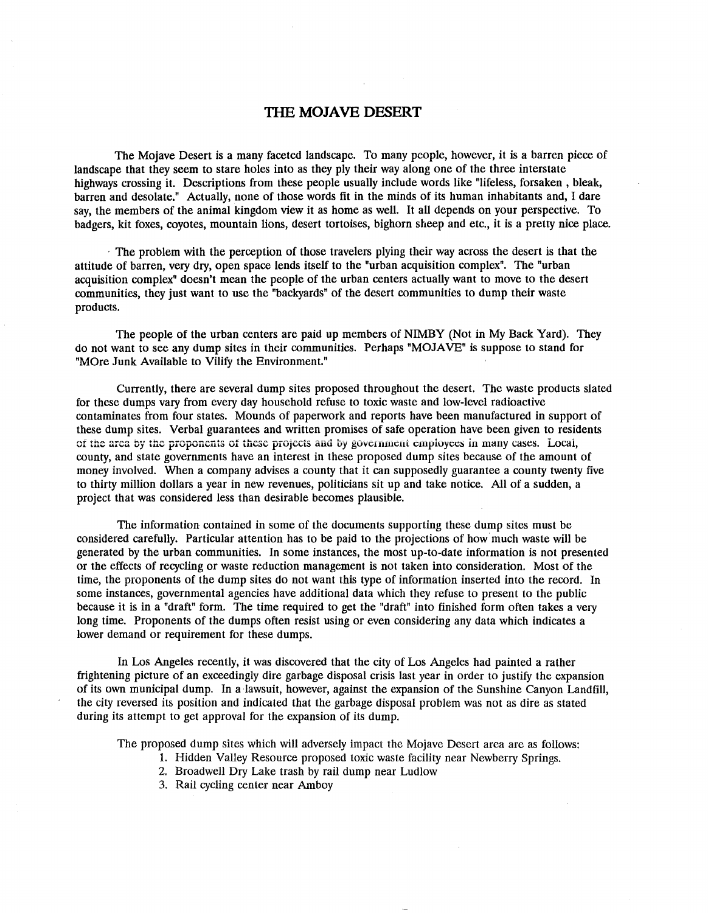# THE MOJAVE DESERT

The Mojave Desert is a many faceted landscape. To many people, however, it is a barren piece of landscape that they seem to stare holes into as they ply their way along one of the three interstate highways crossing it. Descriptions from these people usually include words like "lifeless, forsaken , bleak, barren and desolate." Actually, none of those words fit in the minds of its human inhabitants and, I dare say, the members of the animal kingdom view it as home as well. It all depends on your perspective. To badgers, kit foxes, coyotes, mountain lions, desert tortoises, bighorn sheep and etc., it is a pretty nice place.

The problem with the perception of those travelers plying their way across the desert is that the attitude of barren, very dry, open space lends itself to the "urban acquisition complex". The "urban acquisition complex" doesn't mean the people of the urban centers actually want to move to the desert communities, they just want to use the "backyards" of the desert communities to dump their waste products.

The people of the urban centers are paid up members of NIMBY (Not in My Back Yard). They do not want to see any dump sites in their communities. Perhaps "MOJAVE" is suppose to stand for "MOre Junk Available to Vilify the Environment."

Currently, there are several dump sites proposed throughout the desert. The waste products slated for these dumps vary from every day household refuse to toxic waste and low-level radioactive contaminates from four states. Mounds of paperwork and reports have been manufactured in support of these dump sites. Verbal guarantees and written promises of safe operation have been given to residents of the area by the proponents of these projects and by government employees in many cases. Local, county, and state governments have an interest in these proposed dump sites because of the amount of money involved. When a company advises a county that it can supposedly guarantee a county twenty five to thirty million dollars a year in new revenues, politicians sit up and take notice. All of a sudden, a project that was considered less than desirable becomes plausible.

The information contained in some of the documents supporting these dump sites must be considered carefully. Particular attention has to be paid to the projections of how much waste will be generated by the urban communities. In some instances, the most up-to-date information is not presented or the effects of recycling or waste reduction management is not taken into consideration. Most of the time, the proponents of the dump sites do not want this type of information inserted into the record. In some instances, governmental agencies have additional data which they refuse to present to the public because it is in a "draft" form. The time required to get the "draft" into finished form often takes a very long time. Proponents of the dumps often resist using or even considering any data which indicates a lower demand or requirement for these dumps.

In Los Angeles recently, it was discovered that the city of Los Angeles had painted a rather frightening picture of an exceedingly dire garbage disposal crisis last year in order to justify the expansion of its own municipal dump. In a lawsuit, however, against the expansion of the Sunshine Canyon Landfill, the city reversed its position and indicated that the garbage disposal problem was not as dire as stated during its attempt to get approval for the expansion of its dump.

The proposed dump sites which will adversely impact the Mojave Desert area are as follows:

1. Hidden Valley Resource proposed toxic waste facility near Newberry Springs.
2. Broadwell Dry Lake trash by rail dump near Ludlow
3. Rail cycling center near Amboy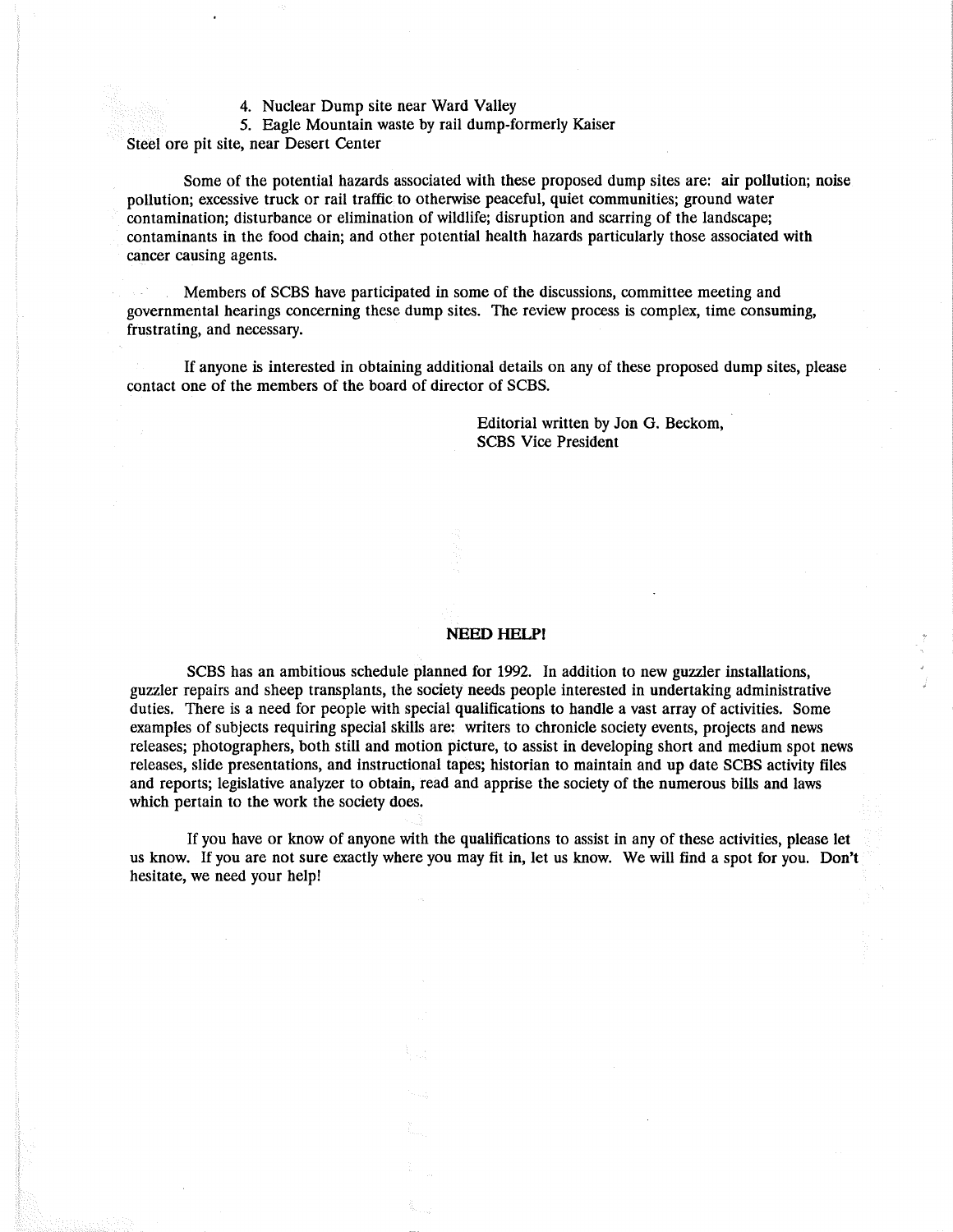4. Nuclear Dump site near Ward Valley
5. Eagle Mountain waste by rail dump-formerly Kaiser Steel ore pit site, near Desert Center

Some of the potential hazards associated with these proposed dump sites are: air pollution; noise pollution; excessive truck or rail traffic to otherwise peaceful, quiet communities; ground water contamination; disturbance or elimination of wildlife; disruption and scarring of the landscape; contaminants in the food chain; and other potential health hazards particularly those associated with cancer causing agents.

Members of SCBS have participated in some of the discussions, committee meeting and governmental hearings concerning these dump sites. The review process is complex, time consuming, frustrating, and necessary.

If anyone is interested in obtaining additional details on any of these proposed dump sites, please contact one of the members of the board of director of SCBS.

Editorial written by Jon G. Beckom,
SCBS Vice President

**NEED HELP!**

SCBS has an ambitious schedule planned for 1992. In addition to new guzzler installations, guzzler repairs and sheep transplants, the society needs people interested in undertaking administrative duties. There is a need for people with special qualifications to handle a vast array of activities. Some examples of subjects requiring special skills are: writers to chronicle society events, projects and news releases; photographers, both still and motion picture, to assist in developing short and medium spot news releases, slide presentations, and instructional tapes; historian to maintain and up date SCBS activity files and reports; legislative analyzer to obtain, read and apprise the society of the numerous bills and laws which pertain to the work the society does.

If you have or know of anyone with the qualifications to assist in any of these activities, please let us know. If you are not sure exactly where you may fit in, let us know. We will find a spot for you. Don't hesitate, we need your help!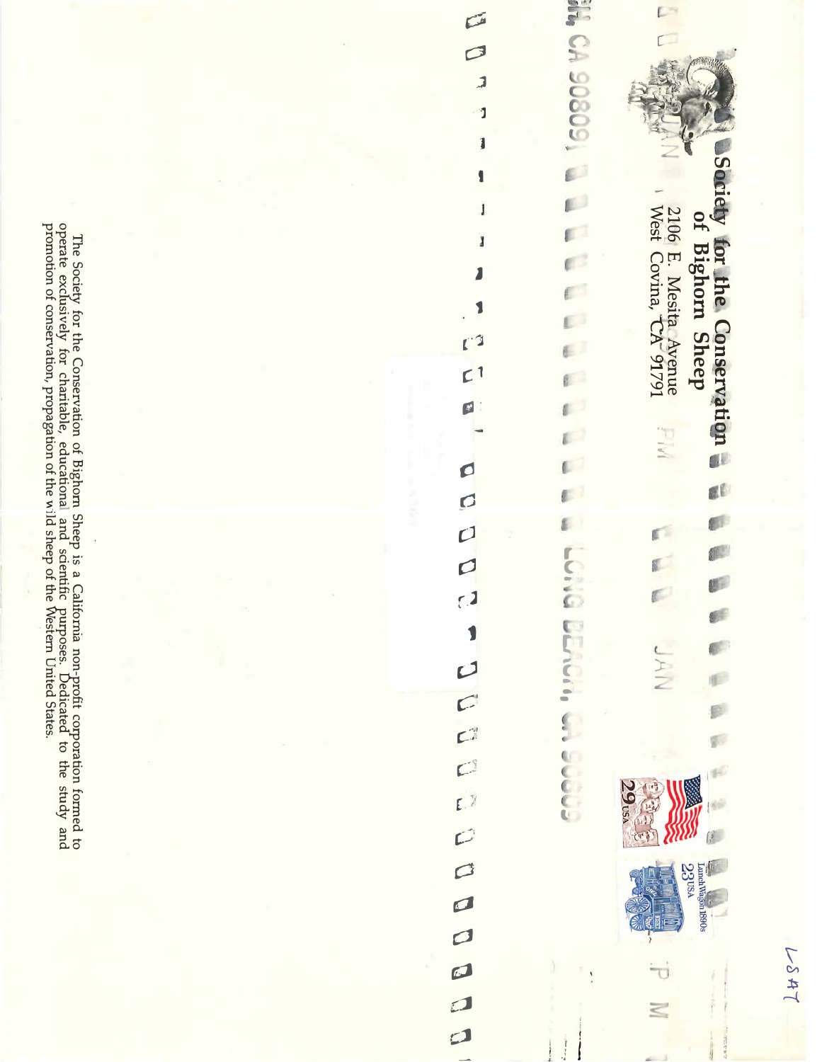**Society for the Conservation of Bighorn Sheep**
2106 E. Mesita Avenue
West Covina, CA 91791

LONG BEACH, CA 90809

L547

The Society for the Conservation of Bighorn Sheep is a California non-profit corporation formed to operate exclusively for charitable, educational and scientific purposes. Dedicated to the study and promotion of conservation, propagation of the wild sheep of the Western United States.